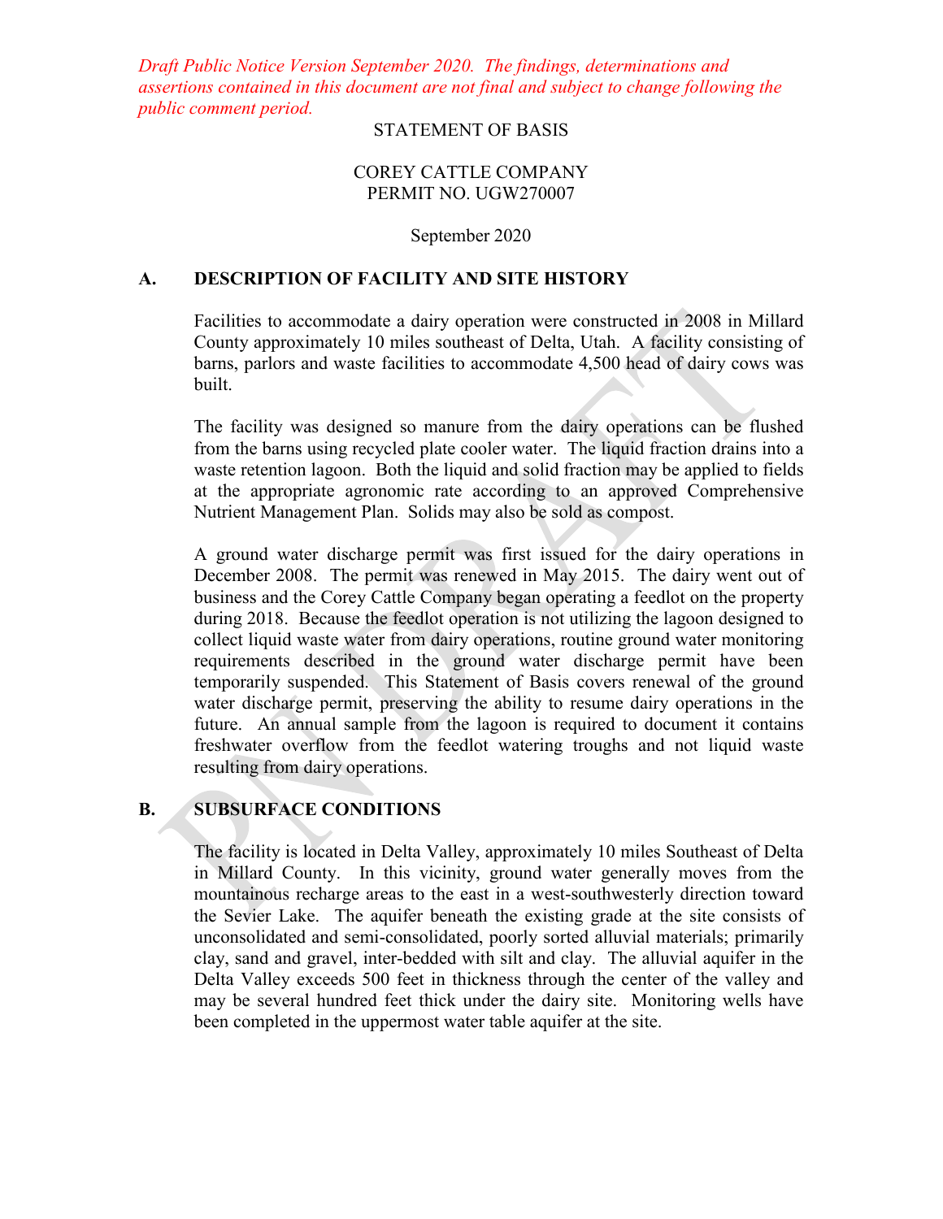*Draft Public Notice Version September 2020. The findings, determinations and assertions contained in this document are not final and subject to change following the public comment period.*

STATEMENT OF BASIS

COREY CATTLE COMPANY
PERMIT NO. UGW270007

September 2020

## A. DESCRIPTION OF FACILITY AND SITE HISTORY

Facilities to accommodate a dairy operation were constructed in 2008 in Millard County approximately 10 miles southeast of Delta, Utah. A facility consisting of barns, parlors and waste facilities to accommodate 4,500 head of dairy cows was built.

The facility was designed so manure from the dairy operations can be flushed from the barns using recycled plate cooler water. The liquid fraction drains into a waste retention lagoon. Both the liquid and solid fraction may be applied to fields at the appropriate agronomic rate according to an approved Comprehensive Nutrient Management Plan. Solids may also be sold as compost.

A ground water discharge permit was first issued for the dairy operations in December 2008. The permit was renewed in May 2015. The dairy went out of business and the Corey Cattle Company began operating a feedlot on the property during 2018. Because the feedlot operation is not utilizing the lagoon designed to collect liquid waste water from dairy operations, routine ground water monitoring requirements described in the ground water discharge permit have been temporarily suspended. This Statement of Basis covers renewal of the ground water discharge permit, preserving the ability to resume dairy operations in the future. An annual sample from the lagoon is required to document it contains freshwater overflow from the feedlot watering troughs and not liquid waste resulting from dairy operations.

## B. SUBSURFACE CONDITIONS

The facility is located in Delta Valley, approximately 10 miles Southeast of Delta in Millard County. In this vicinity, ground water generally moves from the mountainous recharge areas to the east in a west-southwesterly direction toward the Sevier Lake. The aquifer beneath the existing grade at the site consists of unconsolidated and semi-consolidated, poorly sorted alluvial materials; primarily clay, sand and gravel, inter-bedded with silt and clay. The alluvial aquifer in the Delta Valley exceeds 500 feet in thickness through the center of the valley and may be several hundred feet thick under the dairy site. Monitoring wells have been completed in the uppermost water table aquifer at the site.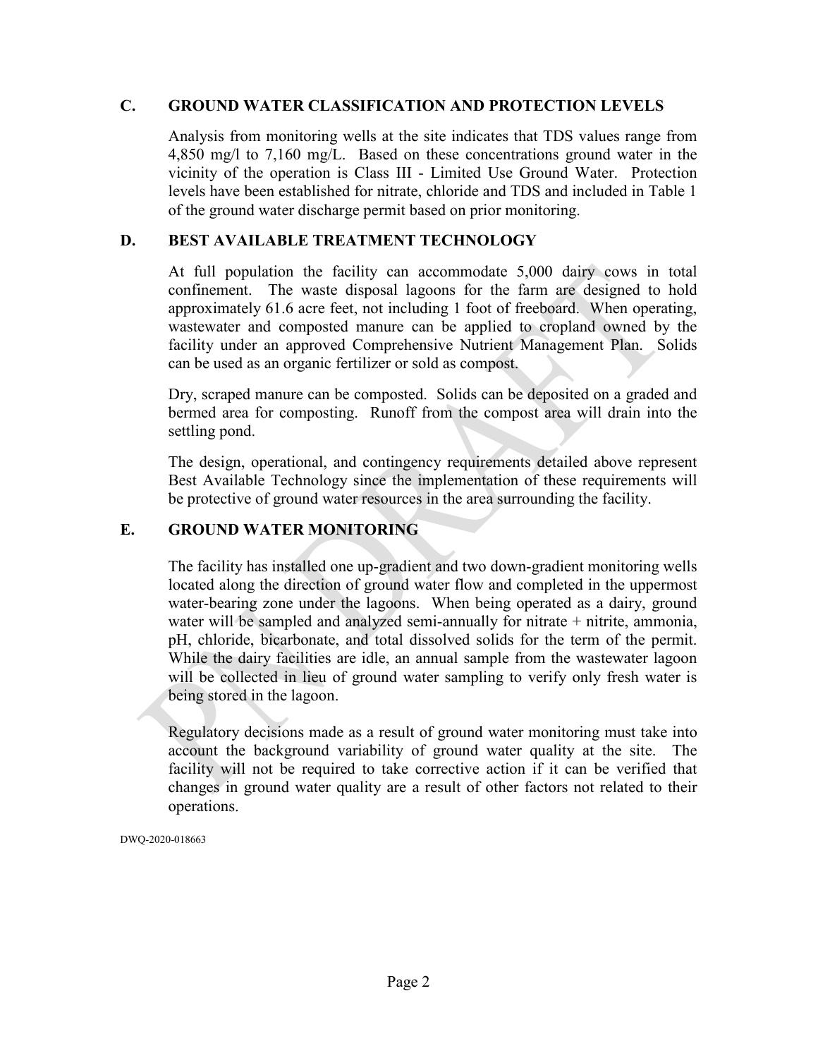## C. GROUND WATER CLASSIFICATION AND PROTECTION LEVELS

Analysis from monitoring wells at the site indicates that TDS values range from 4,850 mg/l to 7,160 mg/L. Based on these concentrations ground water in the vicinity of the operation is Class III - Limited Use Ground Water. Protection levels have been established for nitrate, chloride and TDS and included in Table 1 of the ground water discharge permit based on prior monitoring.

## D. BEST AVAILABLE TREATMENT TECHNOLOGY

At full population the facility can accommodate 5,000 dairy cows in total confinement. The waste disposal lagoons for the farm are designed to hold approximately 61.6 acre feet, not including 1 foot of freeboard. When operating, wastewater and composted manure can be applied to cropland owned by the facility under an approved Comprehensive Nutrient Management Plan. Solids can be used as an organic fertilizer or sold as compost.

Dry, scraped manure can be composted. Solids can be deposited on a graded and bermed area for composting. Runoff from the compost area will drain into the settling pond.

The design, operational, and contingency requirements detailed above represent Best Available Technology since the implementation of these requirements will be protective of ground water resources in the area surrounding the facility.

## E. GROUND WATER MONITORING

The facility has installed one up-gradient and two down-gradient monitoring wells located along the direction of ground water flow and completed in the uppermost water-bearing zone under the lagoons. When being operated as a dairy, ground water will be sampled and analyzed semi-annually for nitrate + nitrite, ammonia, pH, chloride, bicarbonate, and total dissolved solids for the term of the permit. While the dairy facilities are idle, an annual sample from the wastewater lagoon will be collected in lieu of ground water sampling to verify only fresh water is being stored in the lagoon.

Regulatory decisions made as a result of ground water monitoring must take into account the background variability of ground water quality at the site. The facility will not be required to take corrective action if it can be verified that changes in ground water quality are a result of other factors not related to their operations.

DWQ-2020-018663